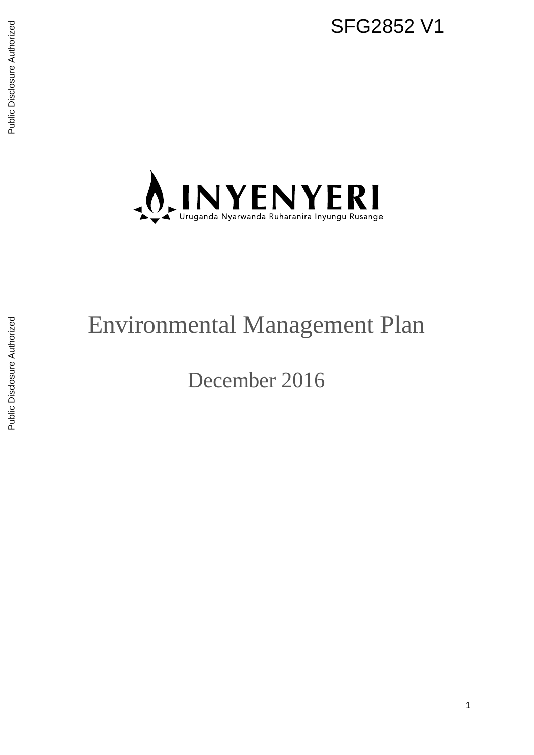SFG2852 V1

Public Disclosure Authorized

Public Disclosure Authorized

INYENYERI

Uruganda Nyarwanda Ruharanira Inyungu Rusange

# Environmental Management Plan

December 2016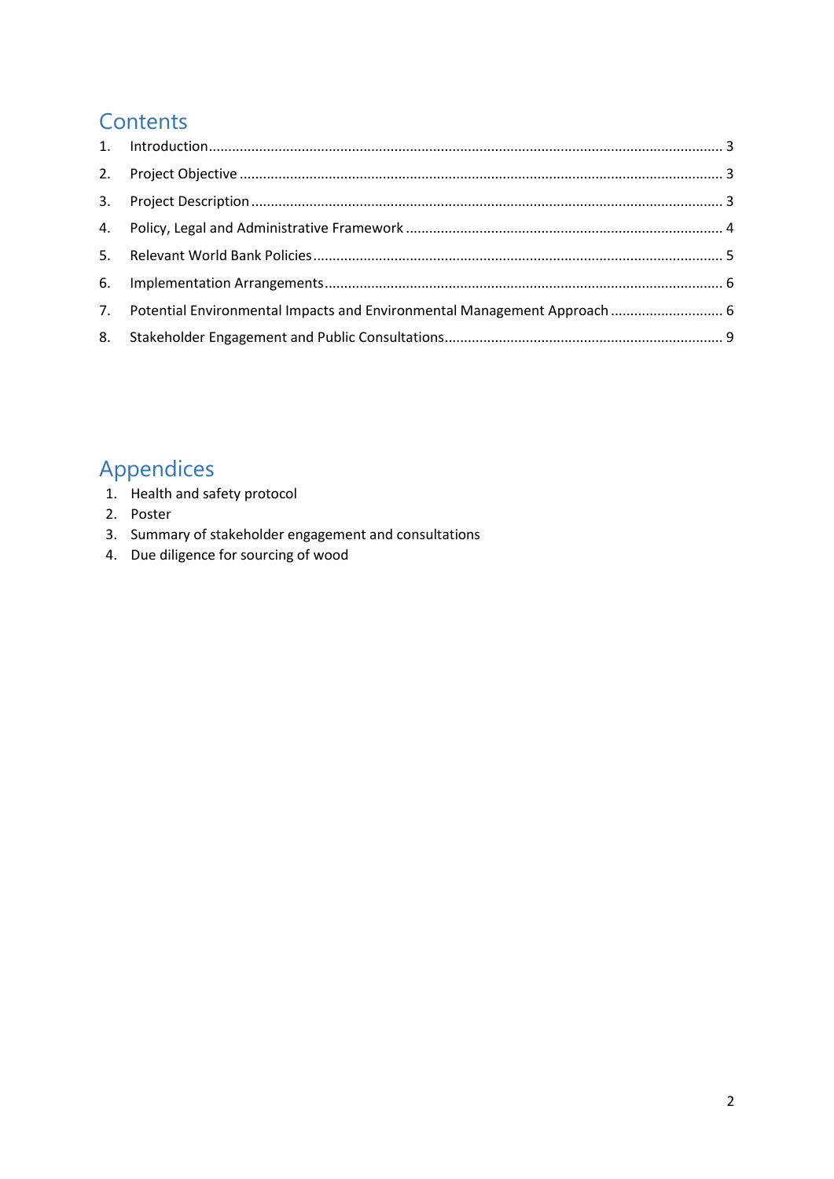# Contents

1. Introduction ........ 3
2. Project Objective ........ 3
3. Project Description ........ 3
4. Policy, Legal and Administrative Framework ........ 4
5. Relevant World Bank Policies ........ 5
6. Implementation Arrangements ........ 6
7. Potential Environmental Impacts and Environmental Management Approach ........ 6
8. Stakeholder Engagement and Public Consultations ........ 9

# Appendices

1. Health and safety protocol
2. Poster
3. Summary of stakeholder engagement and consultations
4. Due diligence for sourcing of wood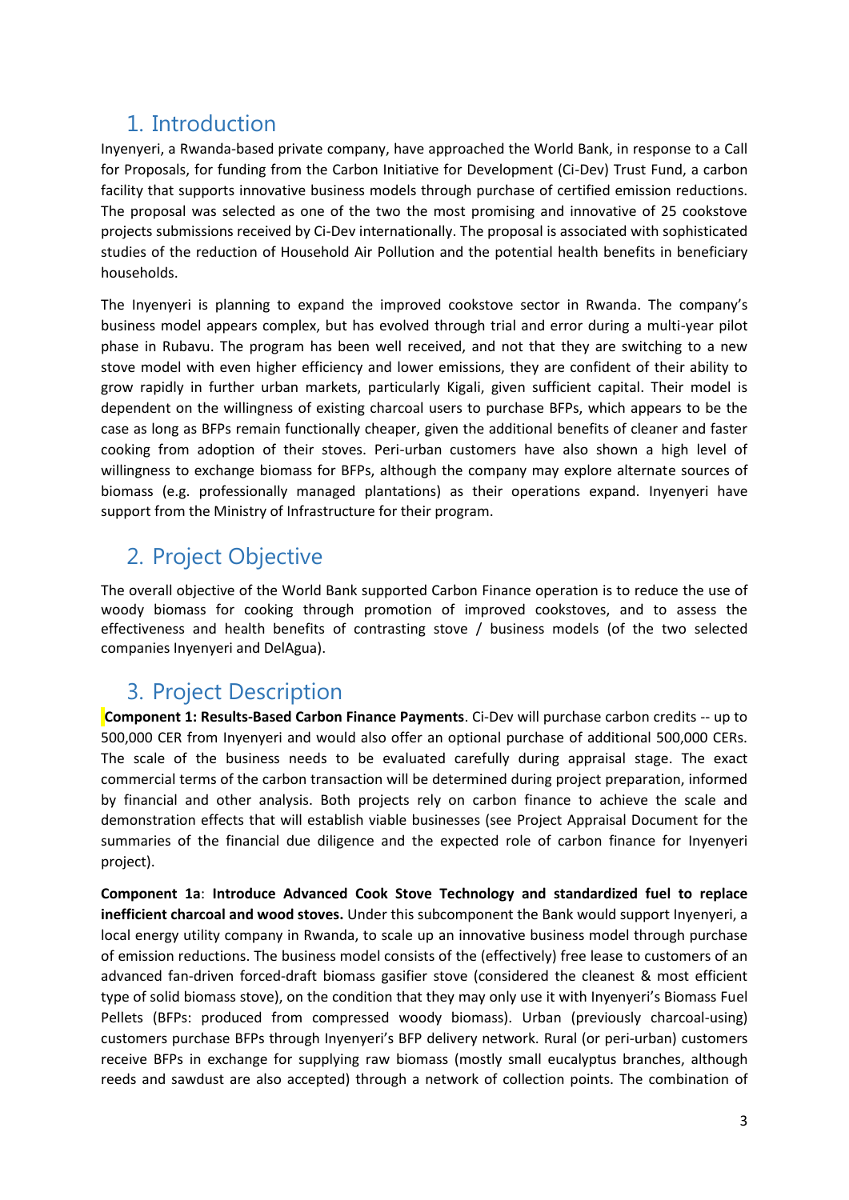## 1. Introduction

Inyenyeri, a Rwanda-based private company, have approached the World Bank, in response to a Call for Proposals, for funding from the Carbon Initiative for Development (Ci-Dev) Trust Fund, a carbon facility that supports innovative business models through purchase of certified emission reductions. The proposal was selected as one of the two the most promising and innovative of 25 cookstove projects submissions received by Ci-Dev internationally. The proposal is associated with sophisticated studies of the reduction of Household Air Pollution and the potential health benefits in beneficiary households.

The Inyenyeri is planning to expand the improved cookstove sector in Rwanda. The company's business model appears complex, but has evolved through trial and error during a multi-year pilot phase in Rubavu. The program has been well received, and not that they are switching to a new stove model with even higher efficiency and lower emissions, they are confident of their ability to grow rapidly in further urban markets, particularly Kigali, given sufficient capital. Their model is dependent on the willingness of existing charcoal users to purchase BFPs, which appears to be the case as long as BFPs remain functionally cheaper, given the additional benefits of cleaner and faster cooking from adoption of their stoves. Peri-urban customers have also shown a high level of willingness to exchange biomass for BFPs, although the company may explore alternate sources of biomass (e.g. professionally managed plantations) as their operations expand. Inyenyeri have support from the Ministry of Infrastructure for their program.

## 2. Project Objective

The overall objective of the World Bank supported Carbon Finance operation is to reduce the use of woody biomass for cooking through promotion of improved cookstoves, and to assess the effectiveness and health benefits of contrasting stove / business models (of the two selected companies Inyenyeri and DelAgua).

## 3. Project Description

**Component 1: Results-Based Carbon Finance Payments**. Ci-Dev will purchase carbon credits -- up to 500,000 CER from Inyenyeri and would also offer an optional purchase of additional 500,000 CERs. The scale of the business needs to be evaluated carefully during appraisal stage. The exact commercial terms of the carbon transaction will be determined during project preparation, informed by financial and other analysis. Both projects rely on carbon finance to achieve the scale and demonstration effects that will establish viable businesses (see Project Appraisal Document for the summaries of the financial due diligence and the expected role of carbon finance for Inyenyeri project).

**Component 1a**: **Introduce Advanced Cook Stove Technology and standardized fuel to replace inefficient charcoal and wood stoves.** Under this subcomponent the Bank would support Inyenyeri, a local energy utility company in Rwanda, to scale up an innovative business model through purchase of emission reductions. The business model consists of the (effectively) free lease to customers of an advanced fan-driven forced-draft biomass gasifier stove (considered the cleanest & most efficient type of solid biomass stove), on the condition that they may only use it with Inyenyeri's Biomass Fuel Pellets (BFPs: produced from compressed woody biomass). Urban (previously charcoal-using) customers purchase BFPs through Inyenyeri's BFP delivery network. Rural (or peri-urban) customers receive BFPs in exchange for supplying raw biomass (mostly small eucalyptus branches, although reeds and sawdust are also accepted) through a network of collection points. The combination of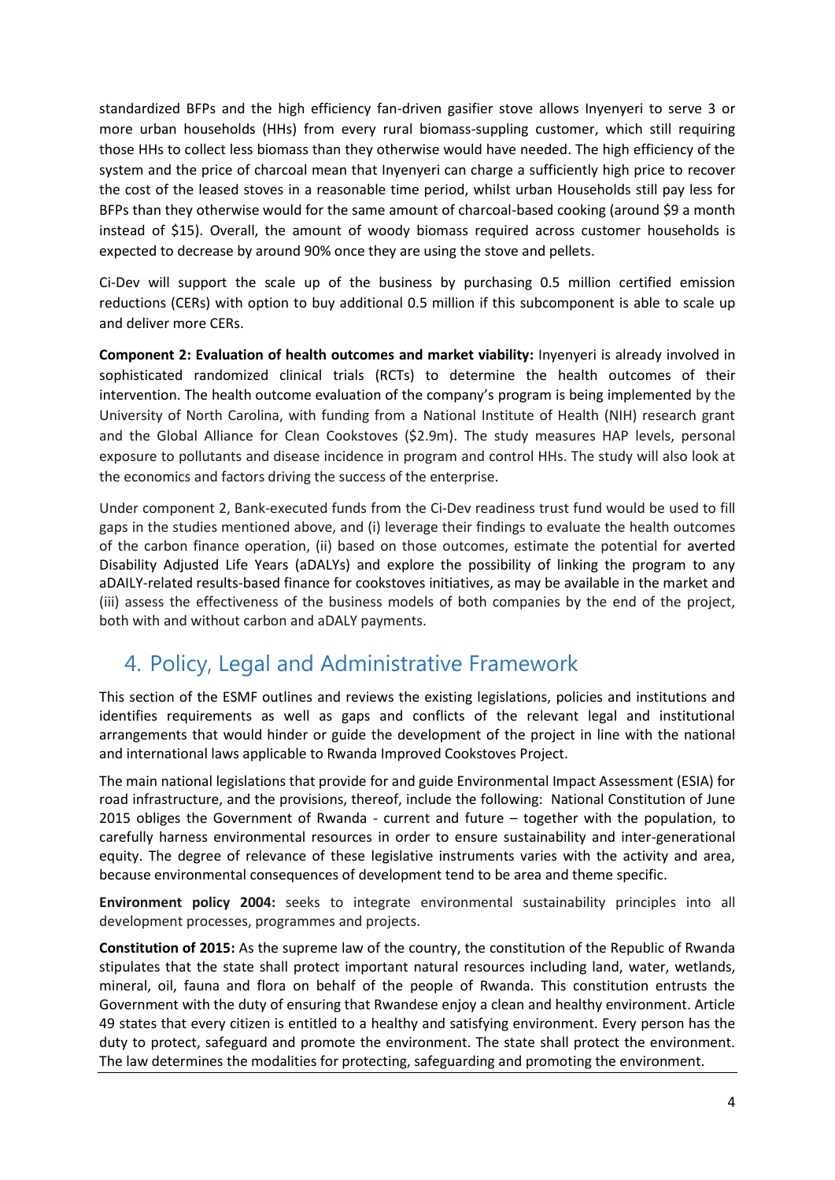standardized BFPs and the high efficiency fan-driven gasifier stove allows Inyenyeri to serve 3 or more urban households (HHs) from every rural biomass-suppling customer, which still requiring those HHs to collect less biomass than they otherwise would have needed. The high efficiency of the system and the price of charcoal mean that Inyenyeri can charge a sufficiently high price to recover the cost of the leased stoves in a reasonable time period, whilst urban Households still pay less for BFPs than they otherwise would for the same amount of charcoal-based cooking (around $9 a month instead of $15). Overall, the amount of woody biomass required across customer households is expected to decrease by around 90% once they are using the stove and pellets.

Ci-Dev will support the scale up of the business by purchasing 0.5 million certified emission reductions (CERs) with option to buy additional 0.5 million if this subcomponent is able to scale up and deliver more CERs.

**Component 2: Evaluation of health outcomes and market viability:** Inyenyeri is already involved in sophisticated randomized clinical trials (RCTs) to determine the health outcomes of their intervention. The health outcome evaluation of the company's program is being implemented by the University of North Carolina, with funding from a National Institute of Health (NIH) research grant and the Global Alliance for Clean Cookstoves ($2.9m). The study measures HAP levels, personal exposure to pollutants and disease incidence in program and control HHs. The study will also look at the economics and factors driving the success of the enterprise.

Under component 2, Bank-executed funds from the Ci-Dev readiness trust fund would be used to fill gaps in the studies mentioned above, and (i) leverage their findings to evaluate the health outcomes of the carbon finance operation, (ii) based on those outcomes, estimate the potential for averted Disability Adjusted Life Years (aDALYs) and explore the possibility of linking the program to any aDAILY-related results-based finance for cookstoves initiatives, as may be available in the market and (iii) assess the effectiveness of the business models of both companies by the end of the project, both with and without carbon and aDALY payments.

## 4. Policy, Legal and Administrative Framework

This section of the ESMF outlines and reviews the existing legislations, policies and institutions and identifies requirements as well as gaps and conflicts of the relevant legal and institutional arrangements that would hinder or guide the development of the project in line with the national and international laws applicable to Rwanda Improved Cookstoves Project.

The main national legislations that provide for and guide Environmental Impact Assessment (ESIA) for road infrastructure, and the provisions, thereof, include the following: National Constitution of June 2015 obliges the Government of Rwanda - current and future – together with the population, to carefully harness environmental resources in order to ensure sustainability and inter-generational equity. The degree of relevance of these legislative instruments varies with the activity and area, because environmental consequences of development tend to be area and theme specific.

**Environment policy 2004:** seeks to integrate environmental sustainability principles into all development processes, programmes and projects.

**Constitution of 2015:** As the supreme law of the country, the constitution of the Republic of Rwanda stipulates that the state shall protect important natural resources including land, water, wetlands, mineral, oil, fauna and flora on behalf of the people of Rwanda. This constitution entrusts the Government with the duty of ensuring that Rwandese enjoy a clean and healthy environment. Article 49 states that every citizen is entitled to a healthy and satisfying environment. Every person has the duty to protect, safeguard and promote the environment. The state shall protect the environment. The law determines the modalities for protecting, safeguarding and promoting the environment.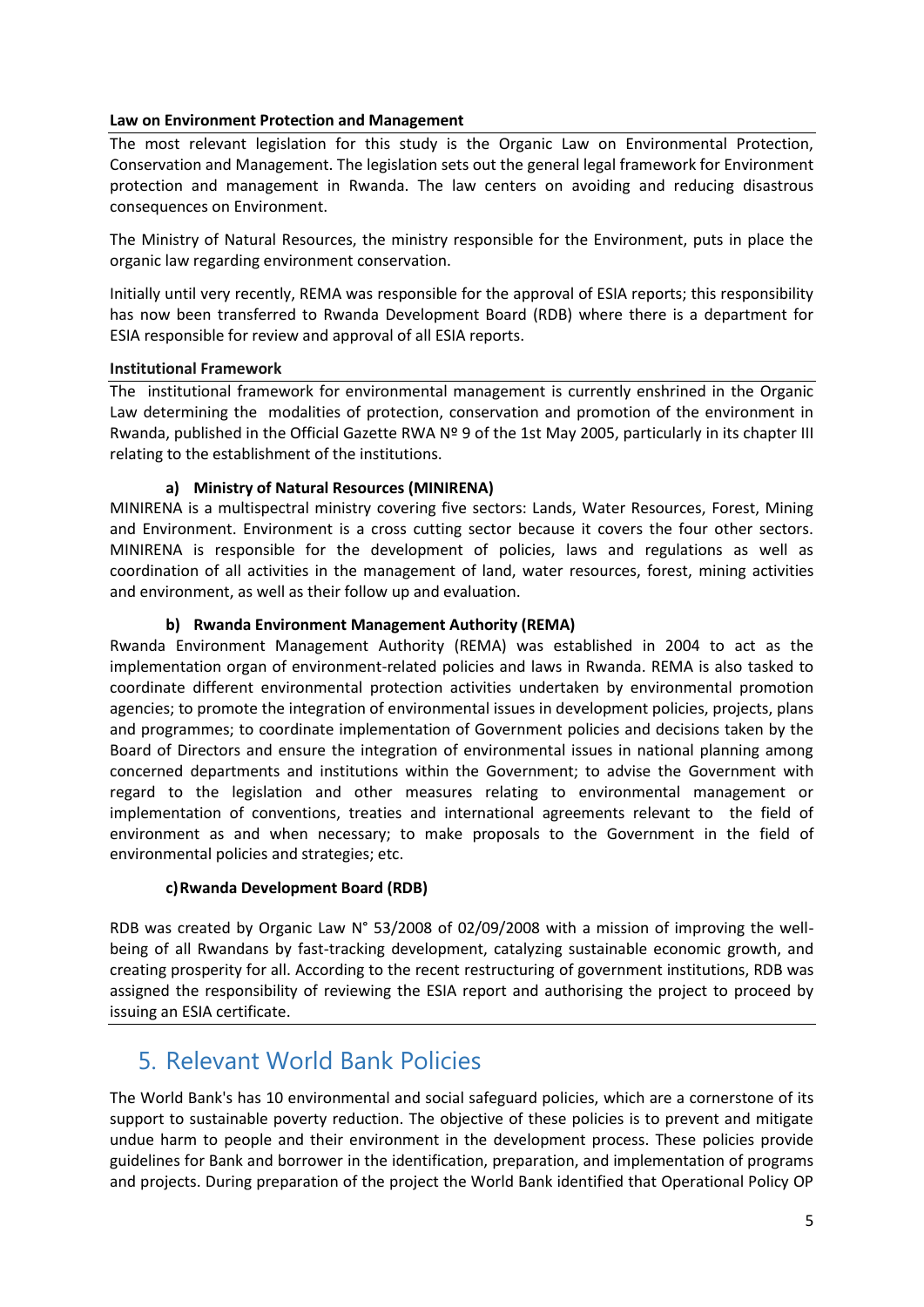**Law on Environment Protection and Management**

The most relevant legislation for this study is the Organic Law on Environmental Protection, Conservation and Management. The legislation sets out the general legal framework for Environment protection and management in Rwanda. The law centers on avoiding and reducing disastrous consequences on Environment.

The Ministry of Natural Resources, the ministry responsible for the Environment, puts in place the organic law regarding environment conservation.

Initially until very recently, REMA was responsible for the approval of ESIA reports; this responsibility has now been transferred to Rwanda Development Board (RDB) where there is a department for ESIA responsible for review and approval of all ESIA reports.

**Institutional Framework**

The institutional framework for environmental management is currently enshrined in the Organic Law determining the modalities of protection, conservation and promotion of the environment in Rwanda, published in the Official Gazette RWA Nº 9 of the 1st May 2005, particularly in its chapter III relating to the establishment of the institutions.

**a) Ministry of Natural Resources (MINIRENA)**

MINIRENA is a multispectral ministry covering five sectors: Lands, Water Resources, Forest, Mining and Environment. Environment is a cross cutting sector because it covers the four other sectors. MINIRENA is responsible for the development of policies, laws and regulations as well as coordination of all activities in the management of land, water resources, forest, mining activities and environment, as well as their follow up and evaluation.

**b) Rwanda Environment Management Authority (REMA)**

Rwanda Environment Management Authority (REMA) was established in 2004 to act as the implementation organ of environment-related policies and laws in Rwanda. REMA is also tasked to coordinate different environmental protection activities undertaken by environmental promotion agencies; to promote the integration of environmental issues in development policies, projects, plans and programmes; to coordinate implementation of Government policies and decisions taken by the Board of Directors and ensure the integration of environmental issues in national planning among concerned departments and institutions within the Government; to advise the Government with regard to the legislation and other measures relating to environmental management or implementation of conventions, treaties and international agreements relevant to the field of environment as and when necessary; to make proposals to the Government in the field of environmental policies and strategies; etc.

**c) Rwanda Development Board (RDB)**

RDB was created by Organic Law N° 53/2008 of 02/09/2008 with a mission of improving the well-being of all Rwandans by fast-tracking development, catalyzing sustainable economic growth, and creating prosperity for all. According to the recent restructuring of government institutions, RDB was assigned the responsibility of reviewing the ESIA report and authorising the project to proceed by issuing an ESIA certificate.

# 5. Relevant World Bank Policies

The World Bank's has 10 environmental and social safeguard policies, which are a cornerstone of its support to sustainable poverty reduction. The objective of these policies is to prevent and mitigate undue harm to people and their environment in the development process. These policies provide guidelines for Bank and borrower in the identification, preparation, and implementation of programs and projects. During preparation of the project the World Bank identified that Operational Policy OP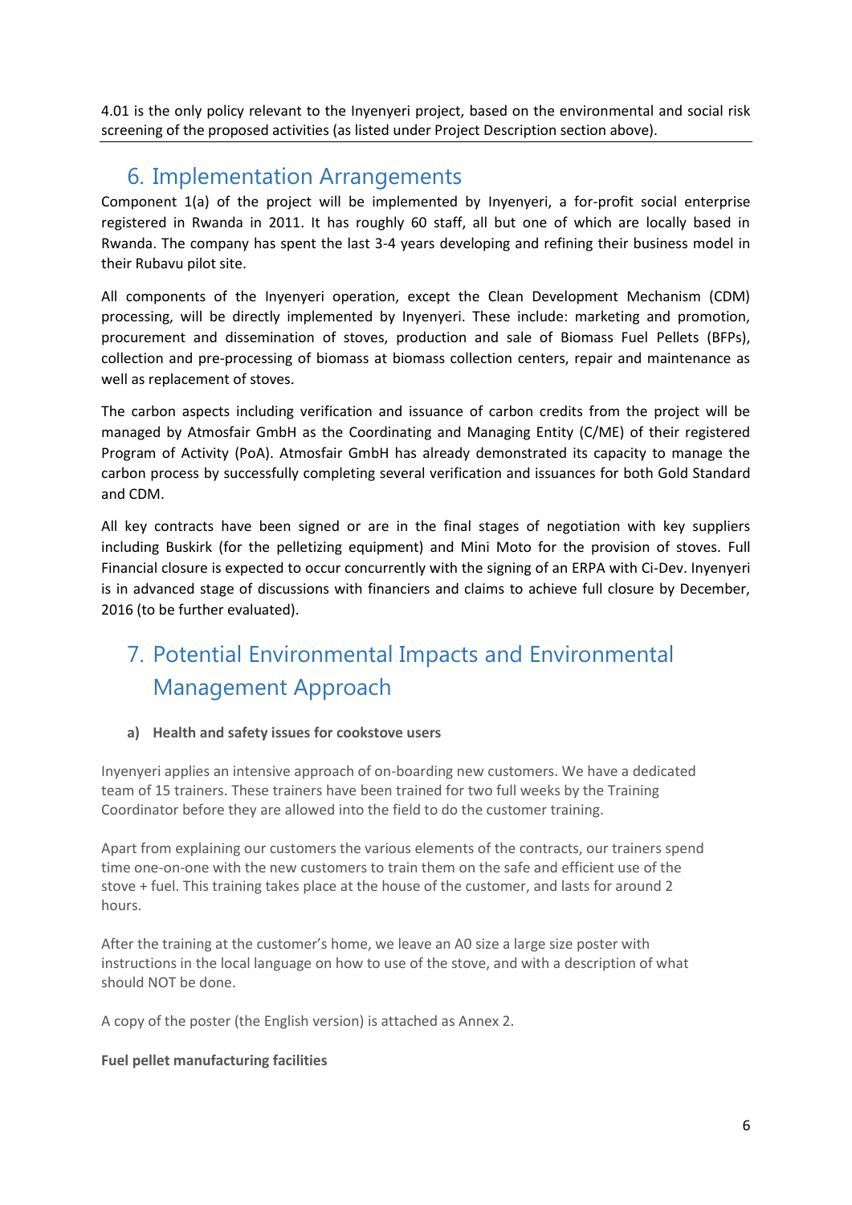4.01 is the only policy relevant to the Inyenyeri project, based on the environmental and social risk screening of the proposed activities (as listed under Project Description section above).

## 6. Implementation Arrangements

Component 1(a) of the project will be implemented by Inyenyeri, a for-profit social enterprise registered in Rwanda in 2011. It has roughly 60 staff, all but one of which are locally based in Rwanda. The company has spent the last 3-4 years developing and refining their business model in their Rubavu pilot site.

All components of the Inyenyeri operation, except the Clean Development Mechanism (CDM) processing, will be directly implemented by Inyenyeri. These include: marketing and promotion, procurement and dissemination of stoves, production and sale of Biomass Fuel Pellets (BFPs), collection and pre-processing of biomass at biomass collection centers, repair and maintenance as well as replacement of stoves.

The carbon aspects including verification and issuance of carbon credits from the project will be managed by Atmosfair GmbH as the Coordinating and Managing Entity (C/ME) of their registered Program of Activity (PoA). Atmosfair GmbH has already demonstrated its capacity to manage the carbon process by successfully completing several verification and issuances for both Gold Standard and CDM.

All key contracts have been signed or are in the final stages of negotiation with key suppliers including Buskirk (for the pelletizing equipment) and Mini Moto for the provision of stoves. Full Financial closure is expected to occur concurrently with the signing of an ERPA with Ci-Dev. Inyenyeri is in advanced stage of discussions with financiers and claims to achieve full closure by December, 2016 (to be further evaluated).

## 7. Potential Environmental Impacts and Environmental Management Approach

### a) Health and safety issues for cookstove users

Inyenyeri applies an intensive approach of on-boarding new customers. We have a dedicated team of 15 trainers. These trainers have been trained for two full weeks by the Training Coordinator before they are allowed into the field to do the customer training.

Apart from explaining our customers the various elements of the contracts, our trainers spend time one-on-one with the new customers to train them on the safe and efficient use of the stove + fuel. This training takes place at the house of the customer, and lasts for around 2 hours.

After the training at the customer's home, we leave an A0 size a large size poster with instructions in the local language on how to use of the stove, and with a description of what should NOT be done.

A copy of the poster (the English version) is attached as Annex 2.

**Fuel pellet manufacturing facilities**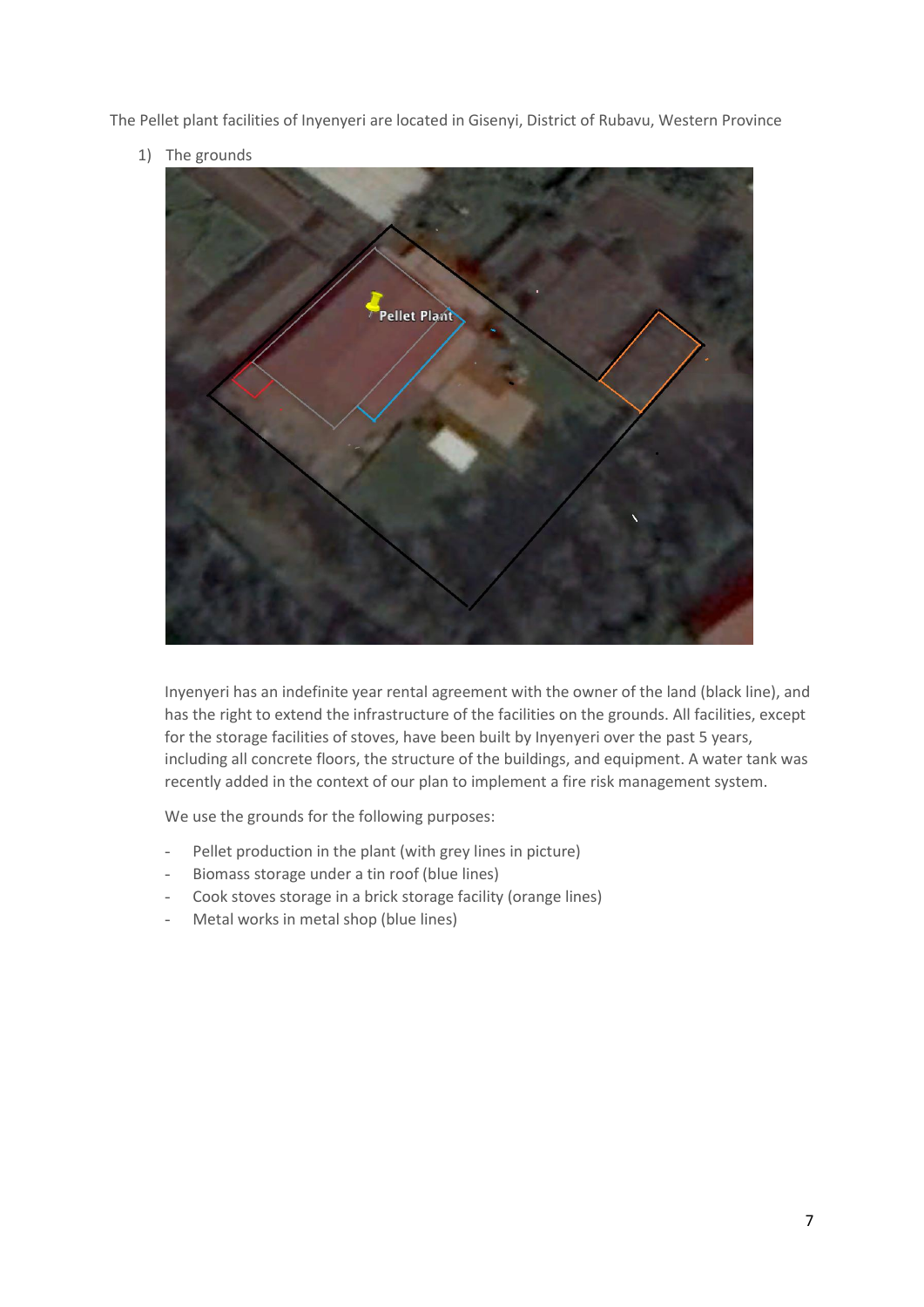The Pellet plant facilities of Inyenyeri are located in Gisenyi, District of Rubavu, Western Province

1) The grounds

Inyenyeri has an indefinite year rental agreement with the owner of the land (black line), and has the right to extend the infrastructure of the facilities on the grounds. All facilities, except for the storage facilities of stoves, have been built by Inyenyeri over the past 5 years, including all concrete floors, the structure of the buildings, and equipment. A water tank was recently added in the context of our plan to implement a fire risk management system.

We use the grounds for the following purposes:

- Pellet production in the plant (with grey lines in picture)
- Biomass storage under a tin roof (blue lines)
- Cook stoves storage in a brick storage facility (orange lines)
- Metal works in metal shop (blue lines)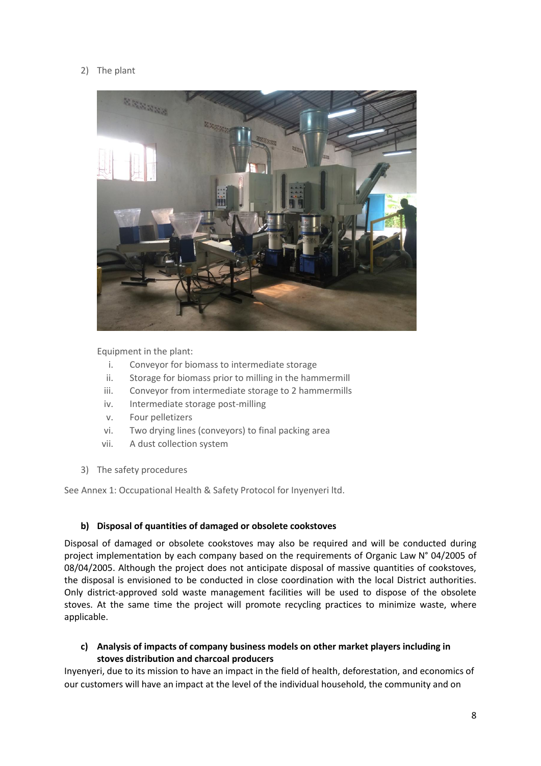2) The plant

Equipment in the plant:

i. Conveyor for biomass to intermediate storage
ii. Storage for biomass prior to milling in the hammermill
iii. Conveyor from intermediate storage to 2 hammermills
iv. Intermediate storage post-milling
v. Four pelletizers
vi. Two drying lines (conveyors) to final packing area
vii. A dust collection system

3) The safety procedures

See Annex 1: Occupational Health & Safety Protocol for Inyenyeri ltd.

#### b) Disposal of quantities of damaged or obsolete cookstoves

Disposal of damaged or obsolete cookstoves may also be required and will be conducted during project implementation by each company based on the requirements of Organic Law N° 04/2005 of 08/04/2005. Although the project does not anticipate disposal of massive quantities of cookstoves, the disposal is envisioned to be conducted in close coordination with the local District authorities. Only district-approved sold waste management facilities will be used to dispose of the obsolete stoves. At the same time the project will promote recycling practices to minimize waste, where applicable.

#### c) Analysis of impacts of company business models on other market players including in stoves distribution and charcoal producers

Inyenyeri, due to its mission to have an impact in the field of health, deforestation, and economics of our customers will have an impact at the level of the individual household, the community and on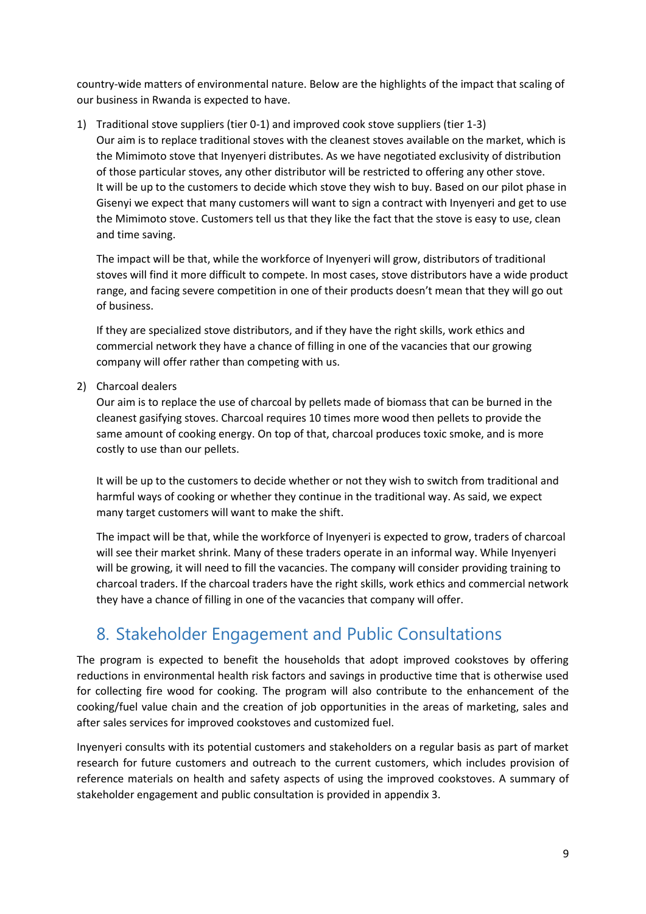country-wide matters of environmental nature. Below are the highlights of the impact that scaling of our business in Rwanda is expected to have.

1) Traditional stove suppliers (tier 0-1) and improved cook stove suppliers (tier 1-3)
   Our aim is to replace traditional stoves with the cleanest stoves available on the market, which is the Mimimoto stove that Inyenyeri distributes. As we have negotiated exclusivity of distribution of those particular stoves, any other distributor will be restricted to offering any other stove. It will be up to the customers to decide which stove they wish to buy. Based on our pilot phase in Gisenyi we expect that many customers will want to sign a contract with Inyenyeri and get to use the Mimimoto stove. Customers tell us that they like the fact that the stove is easy to use, clean and time saving.

   The impact will be that, while the workforce of Inyenyeri will grow, distributors of traditional stoves will find it more difficult to compete. In most cases, stove distributors have a wide product range, and facing severe competition in one of their products doesn't mean that they will go out of business.

   If they are specialized stove distributors, and if they have the right skills, work ethics and commercial network they have a chance of filling in one of the vacancies that our growing company will offer rather than competing with us.

2) Charcoal dealers
   Our aim is to replace the use of charcoal by pellets made of biomass that can be burned in the cleanest gasifying stoves. Charcoal requires 10 times more wood then pellets to provide the same amount of cooking energy. On top of that, charcoal produces toxic smoke, and is more costly to use than our pellets.

   It will be up to the customers to decide whether or not they wish to switch from traditional and harmful ways of cooking or whether they continue in the traditional way. As said, we expect many target customers will want to make the shift.

   The impact will be that, while the workforce of Inyenyeri is expected to grow, traders of charcoal will see their market shrink. Many of these traders operate in an informal way. While Inyenyeri will be growing, it will need to fill the vacancies. The company will consider providing training to charcoal traders. If the charcoal traders have the right skills, work ethics and commercial network they have a chance of filling in one of the vacancies that company will offer.

## 8. Stakeholder Engagement and Public Consultations

The program is expected to benefit the households that adopt improved cookstoves by offering reductions in environmental health risk factors and savings in productive time that is otherwise used for collecting fire wood for cooking. The program will also contribute to the enhancement of the cooking/fuel value chain and the creation of job opportunities in the areas of marketing, sales and after sales services for improved cookstoves and customized fuel.

Inyenyeri consults with its potential customers and stakeholders on a regular basis as part of market research for future customers and outreach to the current customers, which includes provision of reference materials on health and safety aspects of using the improved cookstoves. A summary of stakeholder engagement and public consultation is provided in appendix 3.